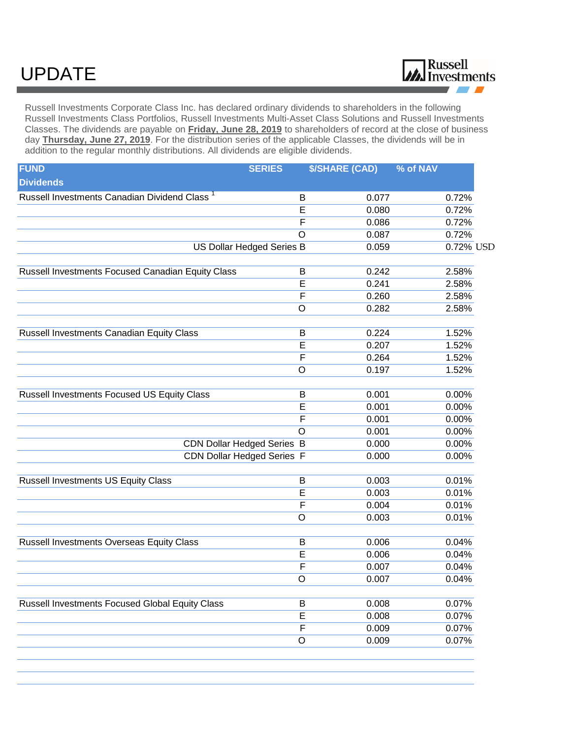# UPDATE

Russell Investments

Russell Investments Corporate Class Inc. has declared ordinary dividends to shareholders in the following Russell Investments Class Portfolios, Russell Investments Multi-Asset Class Solutions and Russell Investments Classes. The dividends are payable on **Friday, June 28, 2019** to shareholders of record at the close of business day **Thursday, June 27, 2019**. For the distribution series of the applicable Classes, the dividends will be in addition to the regular monthly distributions. All dividends are eligible dividends.

| FUND Dividends | SERIES | $/SHARE (CAD) | % of NAV |
|---|---|---|---|
| Russell Investments Canadian Dividend Class [1] | B | 0.077 | 0.72% |
| | E | 0.080 | 0.72% |
| | F | 0.086 | 0.72% |
| | O | 0.087 | 0.72% |
| | US Dollar Hedged Series B | 0.059 | 0.72% USD |
| | | | |
| Russell Investments Focused Canadian Equity Class | B | 0.242 | 2.58% |
| | E | 0.241 | 2.58% |
| | F | 0.260 | 2.58% |
| | O | 0.282 | 2.58% |
| | | | |
| Russell Investments Canadian Equity Class | B | 0.224 | 1.52% |
| | E | 0.207 | 1.52% |
| | F | 0.264 | 1.52% |
| | O | 0.197 | 1.52% |
| | | | |
| Russell Investments Focused US Equity Class | B | 0.001 | 0.00% |
| | E | 0.001 | 0.00% |
| | F | 0.001 | 0.00% |
| | O | 0.001 | 0.00% |
| | CDN Dollar Hedged Series B | 0.000 | 0.00% |
| | CDN Dollar Hedged Series F | 0.000 | 0.00% |
| | | | |
| Russell Investments US Equity Class | B | 0.003 | 0.01% |
| | E | 0.003 | 0.01% |
| | F | 0.004 | 0.01% |
| | O | 0.003 | 0.01% |
| | | | |
| Russell Investments Overseas Equity Class | B | 0.006 | 0.04% |
| | E | 0.006 | 0.04% |
| | F | 0.007 | 0.04% |
| | O | 0.007 | 0.04% |
| | | | |
| Russell Investments Focused Global Equity Class | B | 0.008 | 0.07% |
| | E | 0.008 | 0.07% |
| | F | 0.009 | 0.07% |
| | O | 0.009 | 0.07% |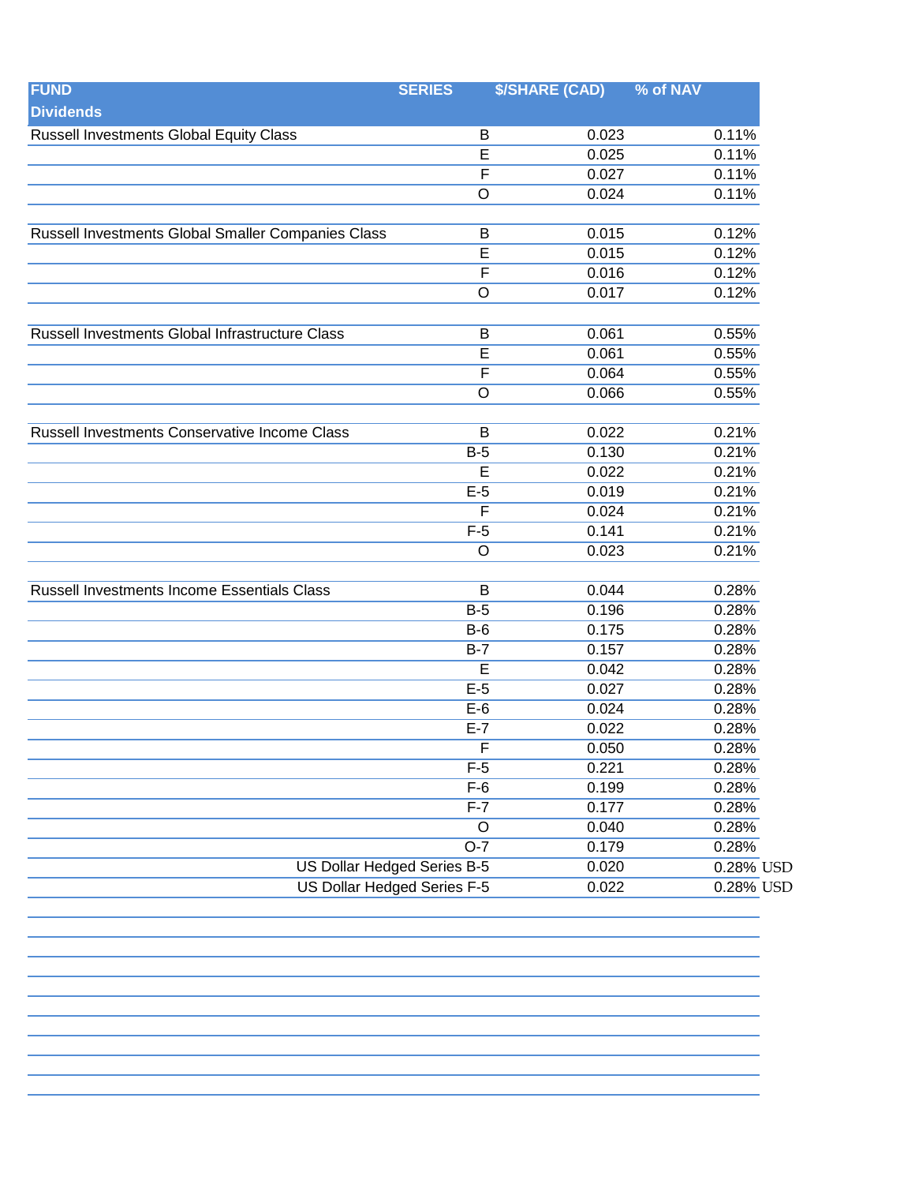| FUND | SERIES | $/SHARE (CAD) | % of NAV |
|---|---|---|---|
| **Dividends** | | | |
| Russell Investments Global Equity Class | B | 0.023 | 0.11% |
| | E | 0.025 | 0.11% |
| | F | 0.027 | 0.11% |
| | O | 0.024 | 0.11% |
| | | | |
| Russell Investments Global Smaller Companies Class | B | 0.015 | 0.12% |
| | E | 0.015 | 0.12% |
| | F | 0.016 | 0.12% |
| | O | 0.017 | 0.12% |
| | | | |
| Russell Investments Global Infrastructure Class | B | 0.061 | 0.55% |
| | E | 0.061 | 0.55% |
| | F | 0.064 | 0.55% |
| | O | 0.066 | 0.55% |
| | | | |
| Russell Investments Conservative Income Class | B | 0.022 | 0.21% |
| | B-5 | 0.130 | 0.21% |
| | E | 0.022 | 0.21% |
| | E-5 | 0.019 | 0.21% |
| | F | 0.024 | 0.21% |
| | F-5 | 0.141 | 0.21% |
| | O | 0.023 | 0.21% |
| | | | |
| Russell Investments Income Essentials Class | B | 0.044 | 0.28% |
| | B-5 | 0.196 | 0.28% |
| | B-6 | 0.175 | 0.28% |
| | B-7 | 0.157 | 0.28% |
| | E | 0.042 | 0.28% |
| | E-5 | 0.027 | 0.28% |
| | E-6 | 0.024 | 0.28% |
| | E-7 | 0.022 | 0.28% |
| | F | 0.050 | 0.28% |
| | F-5 | 0.221 | 0.28% |
| | F-6 | 0.199 | 0.28% |
| | F-7 | 0.177 | 0.28% |
| | O | 0.040 | 0.28% |
| | O-7 | 0.179 | 0.28% |
| | US Dollar Hedged Series B-5 | 0.020 | 0.28% USD |
| | US Dollar Hedged Series F-5 | 0.022 | 0.28% USD |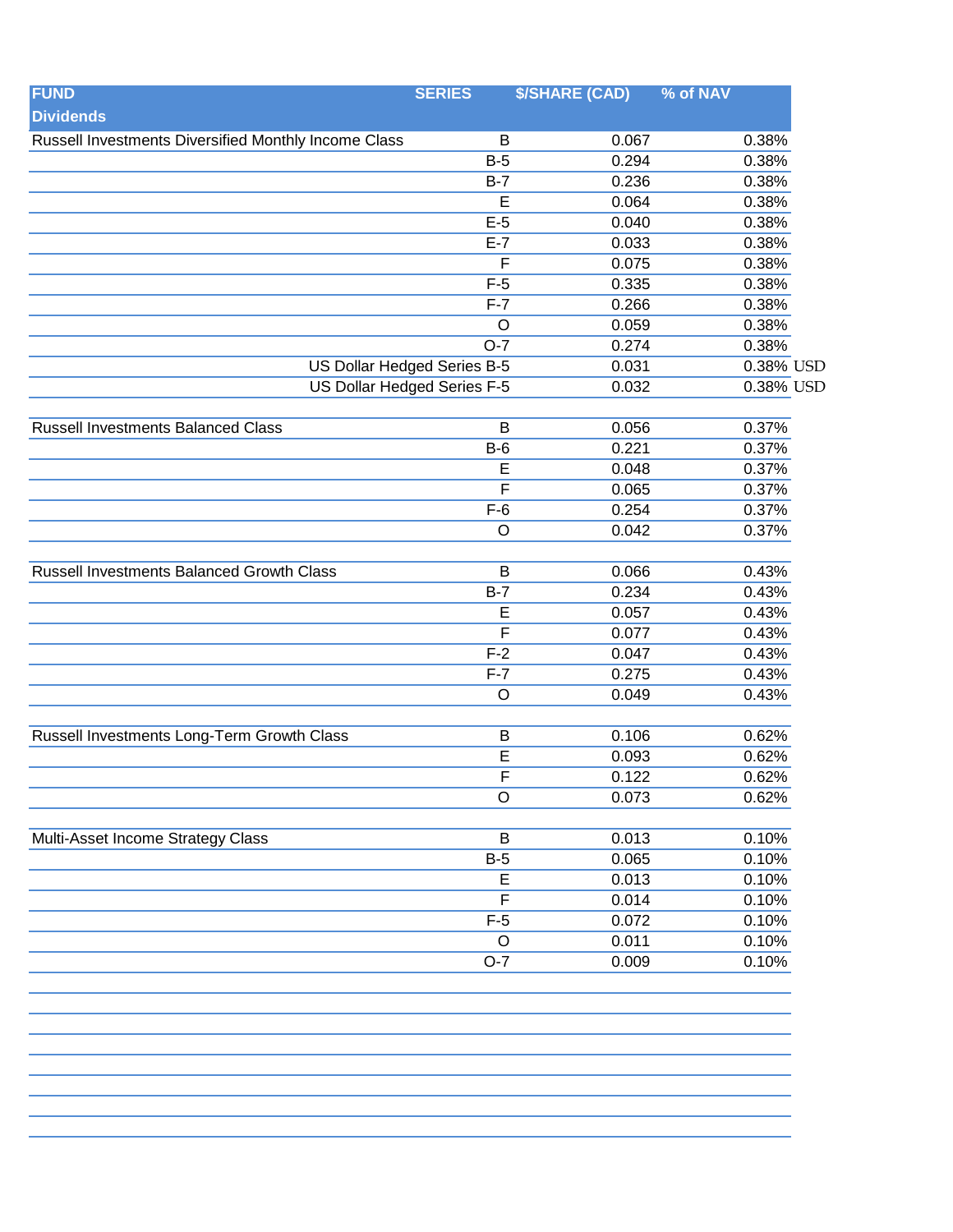| FUND | SERIES | $/SHARE (CAD) | % of NAV | |
|---|---|---|---|---|
| **Dividends** | | | | |
| Russell Investments Diversified Monthly Income Class | B | 0.067 | 0.38% | |
| | B-5 | 0.294 | 0.38% | |
| | B-7 | 0.236 | 0.38% | |
| | E | 0.064 | 0.38% | |
| | E-5 | 0.040 | 0.38% | |
| | E-7 | 0.033 | 0.38% | |
| | F | 0.075 | 0.38% | |
| | F-5 | 0.335 | 0.38% | |
| | F-7 | 0.266 | 0.38% | |
| | O | 0.059 | 0.38% | |
| | O-7 | 0.274 | 0.38% | |
| | US Dollar Hedged Series B-5 | 0.031 | 0.38% | USD |
| | US Dollar Hedged Series F-5 | 0.032 | 0.38% | USD |
| | | | | |
| Russell Investments Balanced Class | B | 0.056 | 0.37% | |
| | B-6 | 0.221 | 0.37% | |
| | E | 0.048 | 0.37% | |
| | F | 0.065 | 0.37% | |
| | F-6 | 0.254 | 0.37% | |
| | O | 0.042 | 0.37% | |
| | | | | |
| Russell Investments Balanced Growth Class | B | 0.066 | 0.43% | |
| | B-7 | 0.234 | 0.43% | |
| | E | 0.057 | 0.43% | |
| | F | 0.077 | 0.43% | |
| | F-2 | 0.047 | 0.43% | |
| | F-7 | 0.275 | 0.43% | |
| | O | 0.049 | 0.43% | |
| | | | | |
| Russell Investments Long-Term Growth Class | B | 0.106 | 0.62% | |
| | E | 0.093 | 0.62% | |
| | F | 0.122 | 0.62% | |
| | O | 0.073 | 0.62% | |
| | | | | |
| Multi-Asset Income Strategy Class | B | 0.013 | 0.10% | |
| | B-5 | 0.065 | 0.10% | |
| | E | 0.013 | 0.10% | |
| | F | 0.014 | 0.10% | |
| | F-5 | 0.072 | 0.10% | |
| | O | 0.011 | 0.10% | |
| | O-7 | 0.009 | 0.10% | |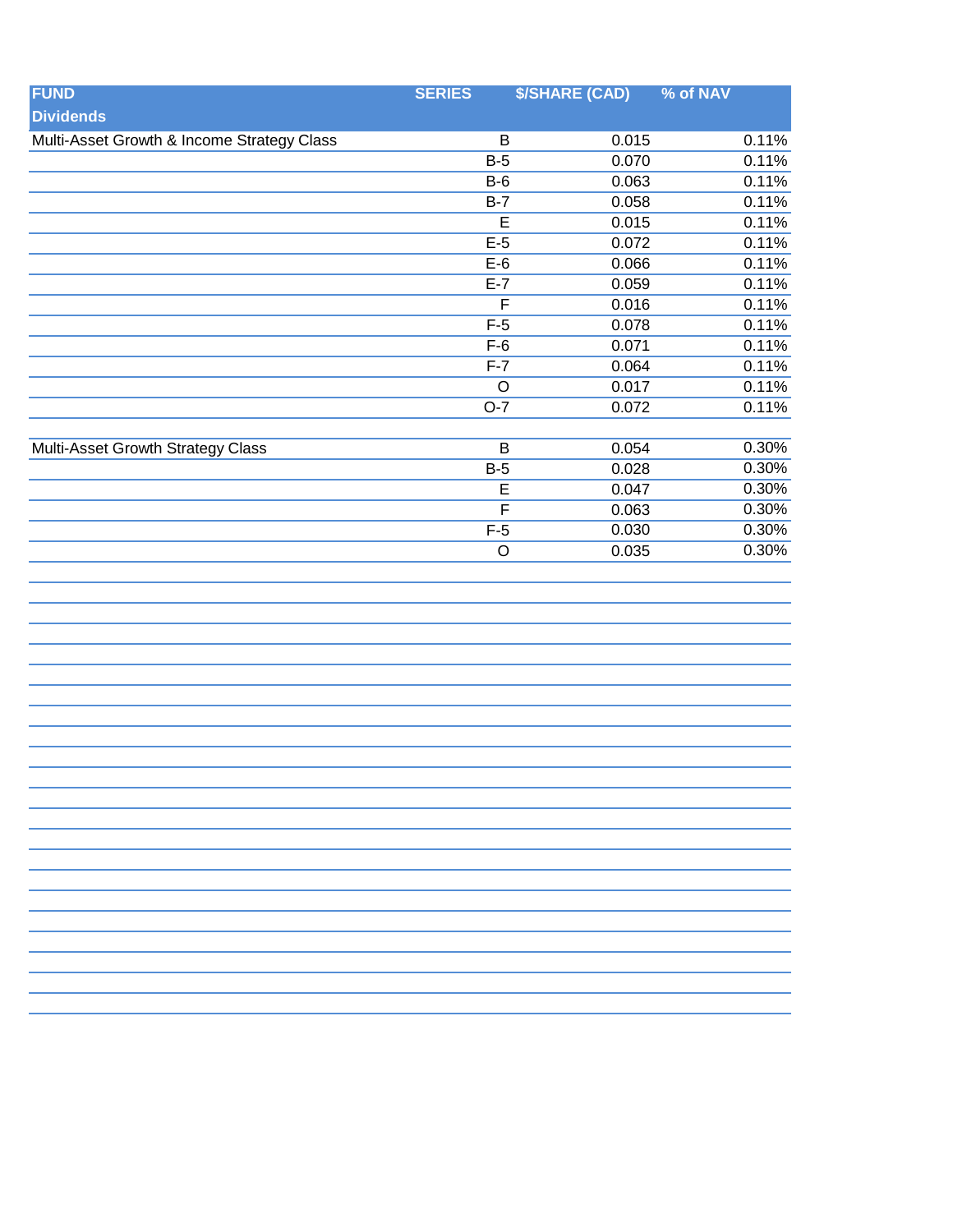| FUND | SERIES | $/SHARE (CAD) | % of NAV |
|---|---|---|---|
| **Dividends** | | | |
| Multi-Asset Growth & Income Strategy Class | B | 0.015 | 0.11% |
| | B-5 | 0.070 | 0.11% |
| | B-6 | 0.063 | 0.11% |
| | B-7 | 0.058 | 0.11% |
| | E | 0.015 | 0.11% |
| | E-5 | 0.072 | 0.11% |
| | E-6 | 0.066 | 0.11% |
| | E-7 | 0.059 | 0.11% |
| | F | 0.016 | 0.11% |
| | F-5 | 0.078 | 0.11% |
| | F-6 | 0.071 | 0.11% |
| | F-7 | 0.064 | 0.11% |
| | O | 0.017 | 0.11% |
| | O-7 | 0.072 | 0.11% |
| | | | |
| Multi-Asset Growth Strategy Class | B | 0.054 | 0.30% |
| | B-5 | 0.028 | 0.30% |
| | E | 0.047 | 0.30% |
| | F | 0.063 | 0.30% |
| | F-5 | 0.030 | 0.30% |
| | O | 0.035 | 0.30% |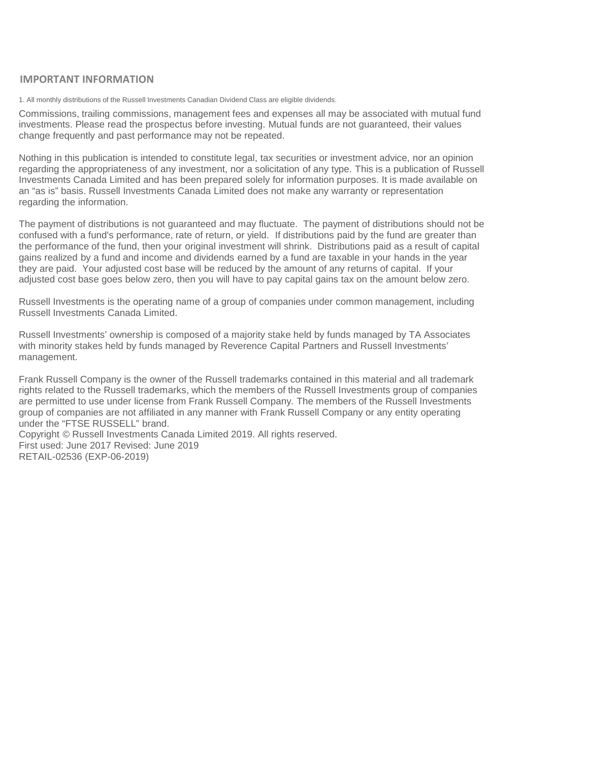## IMPORTANT INFORMATION

1. All monthly distributions of the Russell Investments Canadian Dividend Class are eligible dividends.

Commissions, trailing commissions, management fees and expenses all may be associated with mutual fund investments. Please read the prospectus before investing. Mutual funds are not guaranteed, their values change frequently and past performance may not be repeated.

Nothing in this publication is intended to constitute legal, tax securities or investment advice, nor an opinion regarding the appropriateness of any investment, nor a solicitation of any type. This is a publication of Russell Investments Canada Limited and has been prepared solely for information purposes. It is made available on an "as is" basis. Russell Investments Canada Limited does not make any warranty or representation regarding the information.

The payment of distributions is not guaranteed and may fluctuate. The payment of distributions should not be confused with a fund's performance, rate of return, or yield. If distributions paid by the fund are greater than the performance of the fund, then your original investment will shrink. Distributions paid as a result of capital gains realized by a fund and income and dividends earned by a fund are taxable in your hands in the year they are paid. Your adjusted cost base will be reduced by the amount of any returns of capital. If your adjusted cost base goes below zero, then you will have to pay capital gains tax on the amount below zero.

Russell Investments is the operating name of a group of companies under common management, including Russell Investments Canada Limited.

Russell Investments' ownership is composed of a majority stake held by funds managed by TA Associates with minority stakes held by funds managed by Reverence Capital Partners and Russell Investments' management.

Frank Russell Company is the owner of the Russell trademarks contained in this material and all trademark rights related to the Russell trademarks, which the members of the Russell Investments group of companies are permitted to use under license from Frank Russell Company. The members of the Russell Investments group of companies are not affiliated in any manner with Frank Russell Company or any entity operating under the "FTSE RUSSELL" brand.

Copyright © Russell Investments Canada Limited 2019. All rights reserved.

First used: June 2017 Revised: June 2019

RETAIL-02536 (EXP-06-2019)